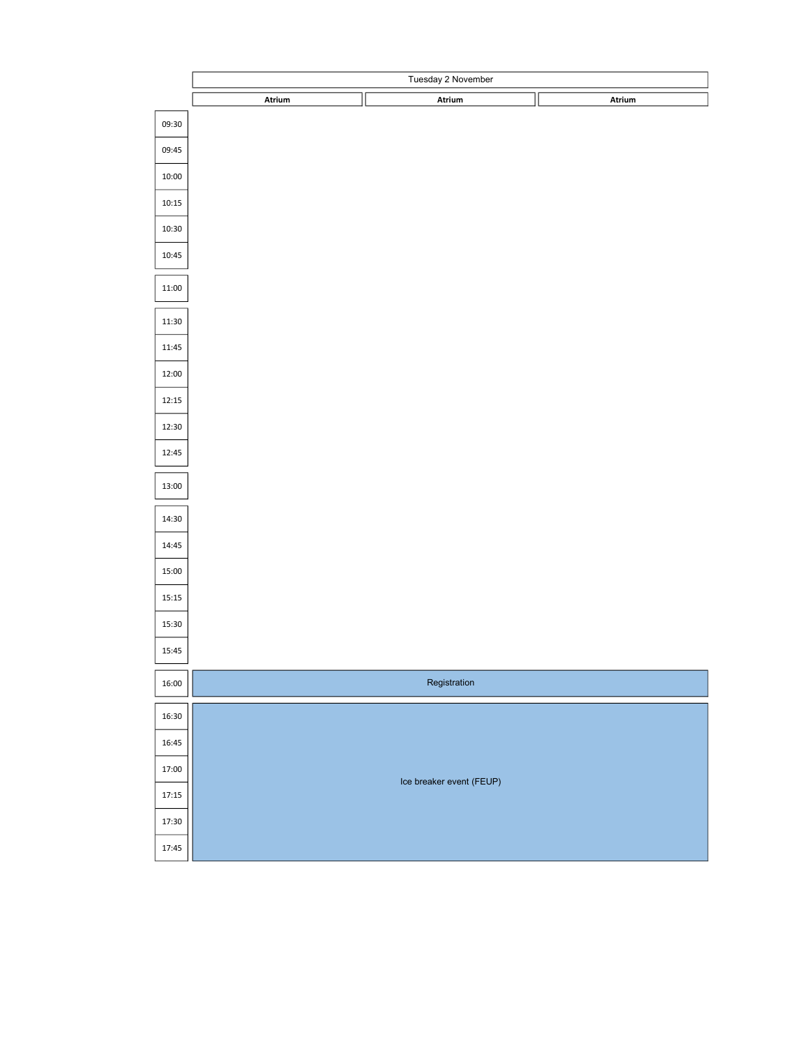## Tuesday 2 November

| Time | Atrium | Atrium | Atrium |
|---|---|---|---|
| 09:30 | | | |
| 09:45 | | | |
| 10:00 | | | |
| 10:15 | | | |
| 10:30 | | | |
| 10:45 | | | |
| 11:00 | | | |
| 11:30 | | | |
| 11:45 | | | |
| 12:00 | | | |
| 12:15 | | | |
| 12:30 | | | |
| 12:45 | | | |
| 13:00 | | | |
| 14:30 | | | |
| 14:45 | | | |
| 15:00 | | | |
| 15:15 | | | |
| 15:30 | | | |
| 15:45 | | | |
| 16:00 | Registration | | |
| 16:30 | Ice breaker event (FEUP) | | |
| 16:45 | | | |
| 17:00 | | | |
| 17:15 | | | |
| 17:30 | | | |
| 17:45 | | | |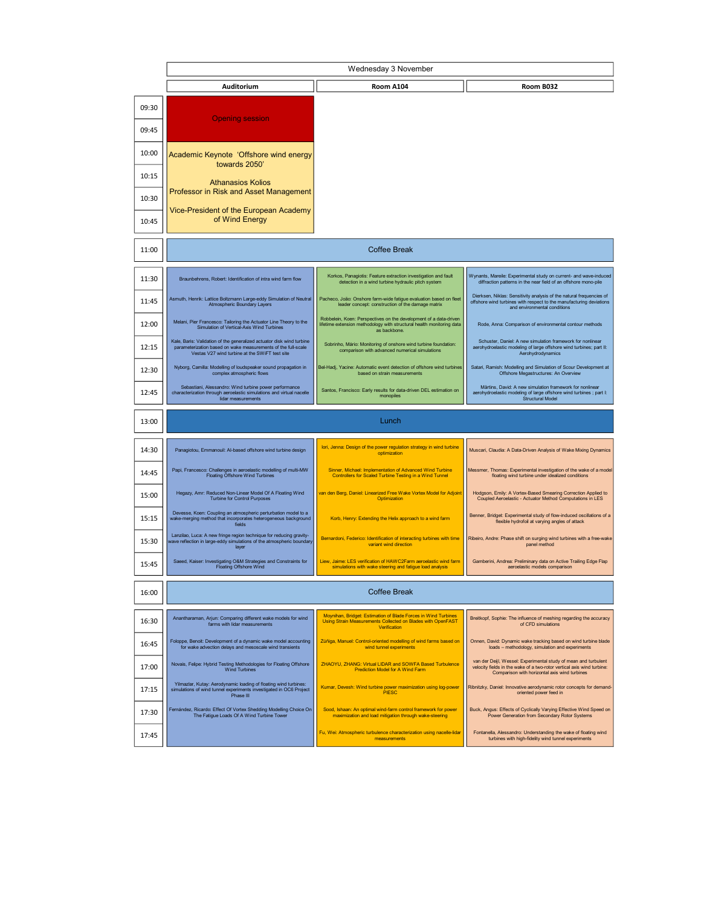## Wednesday 3 November

| Time | Auditorium | Room A104 | Room B032 |
|---|---|---|---|
| 09:30 | Opening session | | |
| 09:45 | | | |
| 10:00 | Academic Keynote 'Offshore wind energy towards 2050' Athanasios Kolios Professor in Risk and Asset Management Vice-President of the European Academy of Wind Energy | | |
| 10:15 | | | |
| 10:30 | | | |
| 10:45 | | | |
| 11:00 | Coffee Break | | |
| 11:30 | Braunbehrens, Robert: Identification of intra wind farm flow | Korkos, Panagiotis: Feature extraction investigation and fault detection in a wind turbine hydraulic pitch system | Wynants, Mareile: Experimental study on current- and wave-induced diffraction patterns in the near field of an offshore mono-pile |
| 11:45 | Asmuth, Henrik: Lattice Boltzmann Large-eddy Simulation of Neutral Atmospheric Boundary Layers | Pacheco, João: Onshore farm-wide fatigue evaluation based on fleet leader concept: construction of the damage matrix | Dierksen, Niklas: Sensitivity analysis of the natural frequencies of offshore wind turbines with respect to the manufacturing deviations and environmental conditions |
| 12:00 | Melani, Pier Francesco: Tailoring the Actuator Line Theory to the Simulation of Vertical-Axis Wind Turbines | Robbelein, Koen: Perspectives on the development of a data-driven lifetime extension methodology with structural health monitoring data as backbone. | Rode, Anna: Comparison of environmental contour methods |
| 12:15 | Kale, Baris: Validation of the generalized actuator disk wind turbine parameterization based on wake measurements of the full-scale Vestas V27 wind turbine at the SWiFT test site | Sobrinho, Mário: Monitoring of onshore wind turbine foundation: comparison with advanced numerical simulations | Schuster, Daniel: A new simulation framework for nonlinear aerohydroelastic modeling of large offshore wind turbines; part II: Aerohydrodynamics |
| 12:30 | Nyborg, Camilla: Modelling of loudspeaker sound propagation in complex atmospheric flows | Bel-Hadj, Yacine: Automatic event detection of offshore wind turbines based on strain measurements | Satari, Ramish: Modelling and Simulation of Scour Development at Offshore Megastructures: An Overview |
| 12:45 | Sebastiani, Alessandro: Wind turbine power performance characterization through aeroelastic simulations and virtual nacelle lidar measurements | Santos, Francisco: Early results for data-driven DEL estimation on monopiles | Märtins, David: A new simulation framework for nonlinear aerohydroelastic modeling of large offshore wind turbines ; part I: Structural Model |
| 13:00 | Lunch | | |
| 14:30 | Panagiotou, Emmanouil: AI-based offshore wind turbine design | Iori, Jenna: Design of the power regulation strategy in wind turbine optimization | Muscari, Claudia: A Data-Driven Analysis of Wake Mixing Dynamics |
| 14:45 | Papi, Francesco: Challenges in aeroelastic modelling of multi-MW Floating Offshore Wind Turbines | Sinner, Michael: Implementation of Advanced Wind Turbine Controllers for Scaled Turbine Testing in a Wind Tunnel | Messmer, Thomas: Experimental investigation of the wake of a model floating wind turbine under idealized conditions |
| 15:00 | Hegazy, Amr: Reduced Non-Linear Model Of A Floating Wind Turbine for Control Purposes | van den Berg, Daniel: Linearized Free Wake Vortex Model for Adjoint Optimization | Hodgson, Emily: A Vortex-Based Smearing Correction Applied to Coupled Aeroelastic - Actuator Method Computations in LES |
| 15:15 | Devesse, Koen: Coupling an atmospheric perturbation model to a wake-merging method that incorporates heterogeneous background fields | Korb, Henry: Extending the Helix approach to a wind farm | Benner, Bridget: Experimental study of flow-induced oscillations of a flexible hydrofoil at varying angles of attack |
| 15:30 | Lanzilao, Luca: A new fringe region technique for reducing gravity-wave reflection in large-eddy simulations of the atmospheric boundary layer | Bernardoni, Federico: Identification of interacting turbines with time variant wind direction | Ribeiro, Andre: Phase shift on surging wind turbines with a free-wake panel method |
| 15:45 | Saeed, Kaiser: Investigating O&M Strategies and Constraints for Floating Offshore Wind | Liew, Jaime: LES verification of HAWC2Farm aeroelastic wind farm simulations with wake steering and fatigue load analysis | Gamberini, Andrea: Preliminary data on Active Trailing Edge Flap aeroelastic models comparison |
| 16:00 | Coffee Break | | |
| 16:30 | Anantharaman, Arjun: Comparing different wake models for wind farms with lidar measurements | Moynihan, Bridget: Estimation of Blade Forces in Wind Turbines Using Strain Measurements Collected on Blades with OpenFAST Verification | Breitkopf, Sophie: The influence of meshing regarding the accuracy of CFD simulations |
| 16:45 | Foloppe, Benoit: Development of a dynamic wake model accounting for wake advection delays and mesoscale wind transients | Zúñiga, Manuel: Control-oriented modelling of wind farms based on wind tunnel experiments | Onnen, David: Dynamic wake tracking based on wind turbine blade loads – methodology, simulation and experiments |
| 17:00 | Novais, Felipe: Hybrid Testing Methodologies for Floating Offshore Wind Turbines | ZHAOYU, ZHANG: Virtual LIDAR and SOWFA Based Turbulence Prediction Model for A Wind Farm | van der Deijl, Wessel: Experimental study of mean and turbulent velocity fields in the wake of a two-rotor vertical axis wind turbine: Comparison with horizontal axis wind turbines |
| 17:15 | Yilmazlar, Kutay: Aerodynamic loading of floating wind turbines: simulations of wind tunnel experiments investigated in OC6 Project Phase III | Kumar, Devesh: Wind turbine power maximization using log-power PIESC | Ribnitzky, Daniel: Innovative aerodynamic rotor concepts for demand-oriented power feed in |
| 17:30 | Fernández, Ricardo: Effect Of Vortex Shedding Modelling Choice On The Fatigue Loads Of A Wind Turbine Tower | Sood, Ishaan: An optimal wind-farm control framework for power maximization and load mitigation through wake-steering | Buck, Angus: Effects of Cyclically Varying Effective Wind Speed on Power Generation from Secondary Rotor Systems |
| 17:45 | | Fu, Wei: Atmospheric turbulence characterization using nacelle-lidar measurements | Fontanella, Alessandro: Understanding the wake of floating wind turbines with high-fidelity wind tunnel experiments |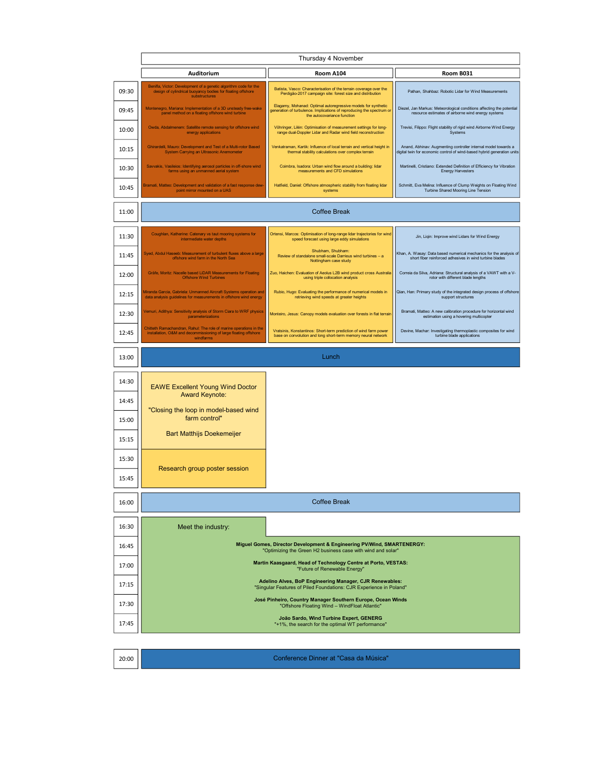## Thursday 4 November

| | Auditorium | Room A104 | Room B031 |
|---|---|---|---|
| 09:30 | Benifla, Victor: Development of a genetic algorithm code for the design of cylindrical buoyancy bodies for floating offshore substructures | Batista, Vasco: Characterisation of the terrain coverage over the Perdigão-2017 campaign site: forest size and distribution | Pathan, Shahbaz: Robotic Lidar for Wind Measurements |
| 09:45 | Montenegro, Mariana: Implementation of a 3D unsteady free-wake panel method on a floating offshore wind turbine | Elagamy, Mohanad: Optimal autoregressive models for synthetic generation of turbulence. Implications of reproducing the spectrum or the autocovariance function | Diezel, Jan Markus: Meteorological conditions affecting the potential resource estimates of airborne wind energy systems |
| 10:00 | Owda, Abdalmenem: Satellite remote sensing for offshore wind energy applications | Vöhringer, Lilén: Optimisation of measurement settings for long-range dual-Doppler Lidar and Radar wind field reconstruction | Trevisi, Filippo: Flight stability of rigid wind Airborne Wind Energy Systems |
| 10:15 | Ghirardelli, Mauro: Development and Test of a Multi-rotor Based System Carrying an Ultrasonic Anemometer | Venkatraman, Kartik: Influence of local terrain and vertical height in thermal stability calculations over complex terrain | Anand, Abhinav: Augmenting controller internal model towards a digital twin for economic control of wind-based hybrid generation units |
| 10:30 | Savvakis, Vasileios: Identifying aerosol particles in off-shore wind farms using an unmanned aerial system | Coimbra, Isadora: Urban wind flow around a building: lidar measurements and CFD simulations | Martinelli, Cristiano: Extended Definition of Efficiency for Vibration Energy Harvesters |
| 10:45 | Bramati, Matteo: Development and validation of a fast response dew-point mirror mounted on a UAS | Hatfield, Daniel: Offshore atmospheric stability from floating lidar systems | Schmitt, Eva Melina: Influence of Clump Weights on Floating Wind Turbine Shared Mooring Line Tension |
| 11:00 | Coffee Break | | |
| 11:30 | Coughlan, Katherine: Catenary vs taut mooring systems for intermediate water depths | Ortensi, Marcos: Optimisation of long-range lidar trajectories for wind speed forecast using large eddy simulations | Jin, Liqin: Improve wind Lidars for Wind Energy |
| 11:45 | Syed, Abdul Haseeb: Measurement of turbulent fluxes above a large offshore wind farm in the North Sea | Shubham, Shubham: Review of standalone small-scale Darrieus wind turbines – a Nottingham case study | Khan, A. Wasay: Data based numerical mechanics for the analysis of short fiber reinforced adhesives in wind turbine blades |
| 12:00 | Gräfe, Moritz: Nacelle based LiDAR Measurements for Floating Offshore Wind Turbines | Zuo, Haichen: Evaluation of Aeolus L2B wind product cross Australia using triple collocation analysis | Correia da Silva, Adriana: Structural analysis of a VAWT with a V-rotor with different blade lengths |
| 12:15 | Miranda Garcia, Gabriela: Unmanned Aircraft Systems operation and data analysis guidelines for measurements in offshore wind energy | Rubio, Hugo: Evaluating the performance of numerical models in retrieving wind speeds at greater heights | Qian, Han: Primary study of the integrated design process of offshore support structures |
| 12:30 | Vemuri, Adithya: Sensitivity analysis of Storm Ciara to WRF physics parameterizations | Monteiro, Jesus: Canopy models evaluation over forests in flat terrain | Bramati, Matteo: A new calibration procedure for horizontal wind estimation using a hovering multicopter |
| 12:45 | Chitteth Ramachandran, Rahul: The role of marine operations in the installation, O&M and decommissioning of large floating offshore windfarms | Vratsinis, Konstantinos: Short-term prediction of wind farm power base on convolution and long short-term memory neural network | Devine, Machar: Investigating thermoplastic composites for wind turbine blade applications |
| 13:00 | Lunch | | |
| 14:30–15:15 | EAWE Excellent Young Wind Doctor Award Keynote: "Closing the loop in model-based wind farm control" Bart Matthijs Doekemeijer | | |
| 15:30–15:45 | Research group poster session | | |
| 16:00 | Coffee Break | | |
| 16:30–17:45 | Meet the industry: | | |

**Meet the industry:**

**Miguel Gomes, Director Development & Engineering PV/Wind, SMARTENERGY:**
"Optimizing the Green H2 business case with wind and solar"

**Martin Kaasgaard, Head of Technology Centre at Porto, VESTAS:**
"Future of Renewable Energy"

**Adelino Alves, BoP Engineering Manager, CJR Renewables:**
"Singular Features of Piled Foundations: CJR Experience in Poland"

**José Pinheiro, Country Manager Southern Europe, Ocean Winds**
"Offshore Floating Wind – WindFloat Atlantic"

**João Sardo, Wind Turbine Expert, GENERG**
"+1%, the search for the optimal WT performance"

| | |
|---|---|
| 20:00 | Conference Dinner at "Casa da Música" |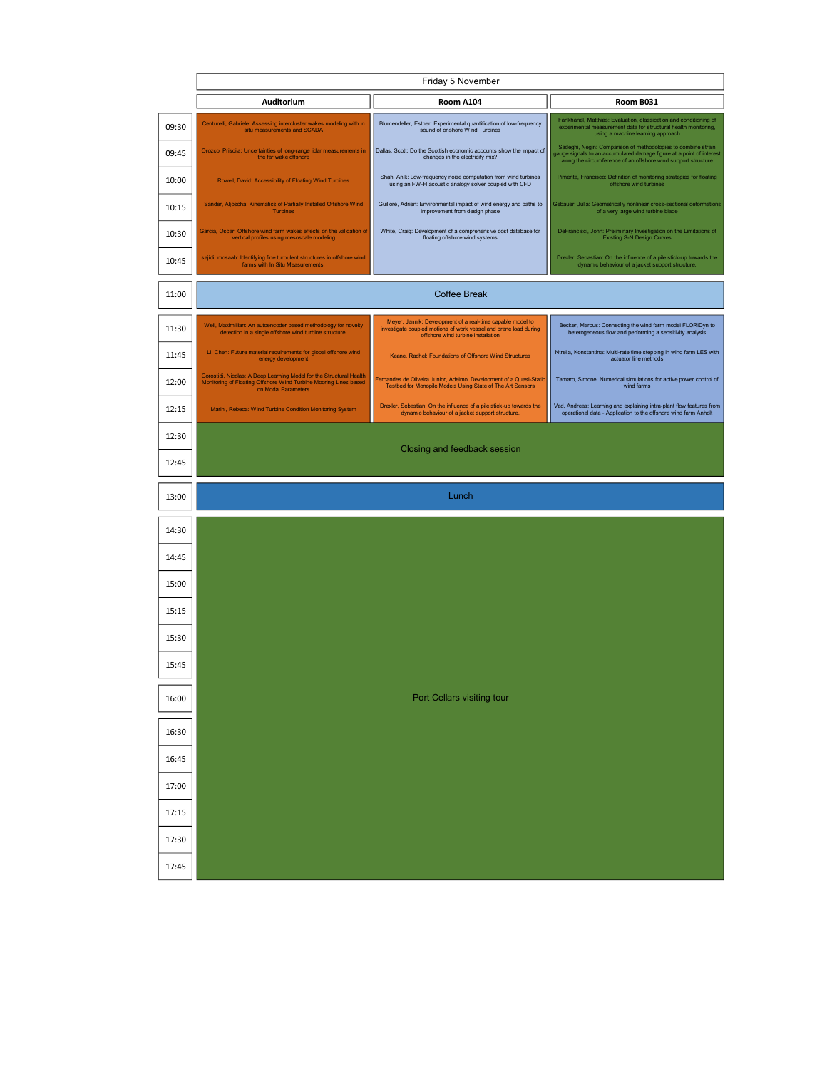| | Friday 5 November | | |
|---|---|---|---|
| | **Auditorium** | **Room A104** | **Room B031** |
| 09:30 | Centurelli, Gabriele: Assessing intercluster wakes modeling with in situ measurements and SCADA | Blumendeller, Esther: Experimental quantification of low-frequency sound of onshore Wind Turbines | Fankhänel, Matthias: Evaluation, classication and conditioning of experimental measurement data for structural health monitoring, using a machine learning approach |
| 09:45 | Orozco, Priscila: Uncertainties of long-range lidar measurements in the far wake offshore | Dallas, Scott: Do the Scottish economic accounts show the impact of changes in the electricity mix? | Sadeghi, Negin: Comparison of methodologies to combine strain gauge signals to an accumulated damage figure at a point of interest along the circumference of an offshore wind support structure |
| 10:00 | Rowell, David: Accessibility of Floating Wind Turbines | Shah, Anik: Low-frequency noise computation from wind turbines using an FW-H acoustic analogy solver coupled with CFD | Pimenta, Francisco: Definition of monitoring strategies for floating offshore wind turbines |
| 10:15 | Sander, Aljoscha: Kinematics of Partially Installed Offshore Wind Turbines | Guilloré, Adrien: Environmental impact of wind energy and paths to improvement from design phase | Gebauer, Julia: Geometrically nonlinear cross-sectional deformations of a very large wind turbine blade |
| 10:30 | Garcia, Oscar: Offshore wind farm wakes effects on the validation of vertical profiles using mesoscale modeling | White, Craig: Development of a comprehensive cost database for floating offshore wind systems | DeFrancisci, John: Preliminary Investigation on the Limitations of Existing S-N Design Curves |
| 10:45 | sajidi, mosaab: Identifying fine turbulent structures in offshore wind farms with In Situ Measurements. | | Drexler, Sebastian: On the influence of a pile stick-up towards the dynamic behaviour of a jacket support structure. |
| 11:00 | Coffee Break | | |
| 11:30 | Weil, Maximilian: An autoencoder based methodology for novelty detection in a single offshore wind turbine structure. | Meyer, Jannik: Development of a real-time capable model to investigate coupled motions of work vessel and crane load during offshore wind turbine installation | Becker, Marcus: Connecting the wind farm model FLORIDyn to heterogeneous flow and performing a sensitivity analysis |
| 11:45 | Li, Chen: Future material requirements for global offshore wind energy development | Keane, Rachel: Foundations of Offshore Wind Structures | Ntrelia, Konstantina: Multi-rate time stepping in wind farm LES with actuator line methods |
| 12:00 | Gorostidi, Nicolas: A Deep Learning Model for the Structural Health Monitoring of Floating Offshore Wind Turbine Mooring Lines based on Modal Parameters | Fernandes de Oliveira Junior, Adelmo: Development of a Quasi-Static Testbed for Monopile Models Using State of The Art Sensors | Tamaro, Simone: Numerical simulations for active power control of wind farms |
| 12:15 | Marini, Rebeca: Wind Turbine Condition Monitoring System | Drexler, Sebastian: On the influence of a pile stick-up towards the dynamic behaviour of a jacket support structure. | Vad, Andreas: Learning and explaining intra-plant flow features from operational data - Application to the offshore wind farm Anholt |
| 12:30 | Closing and feedback session | | |
| 12:45 | | | |
| 13:00 | Lunch | | |
| 14:30 | Port Cellars visiting tour | | |
| 14:45 | | | |
| 15:00 | | | |
| 15:15 | | | |
| 15:30 | | | |
| 15:45 | | | |
| 16:00 | | | |
| 16:30 | | | |
| 16:45 | | | |
| 17:00 | | | |
| 17:15 | | | |
| 17:30 | | | |
| 17:45 | | | |